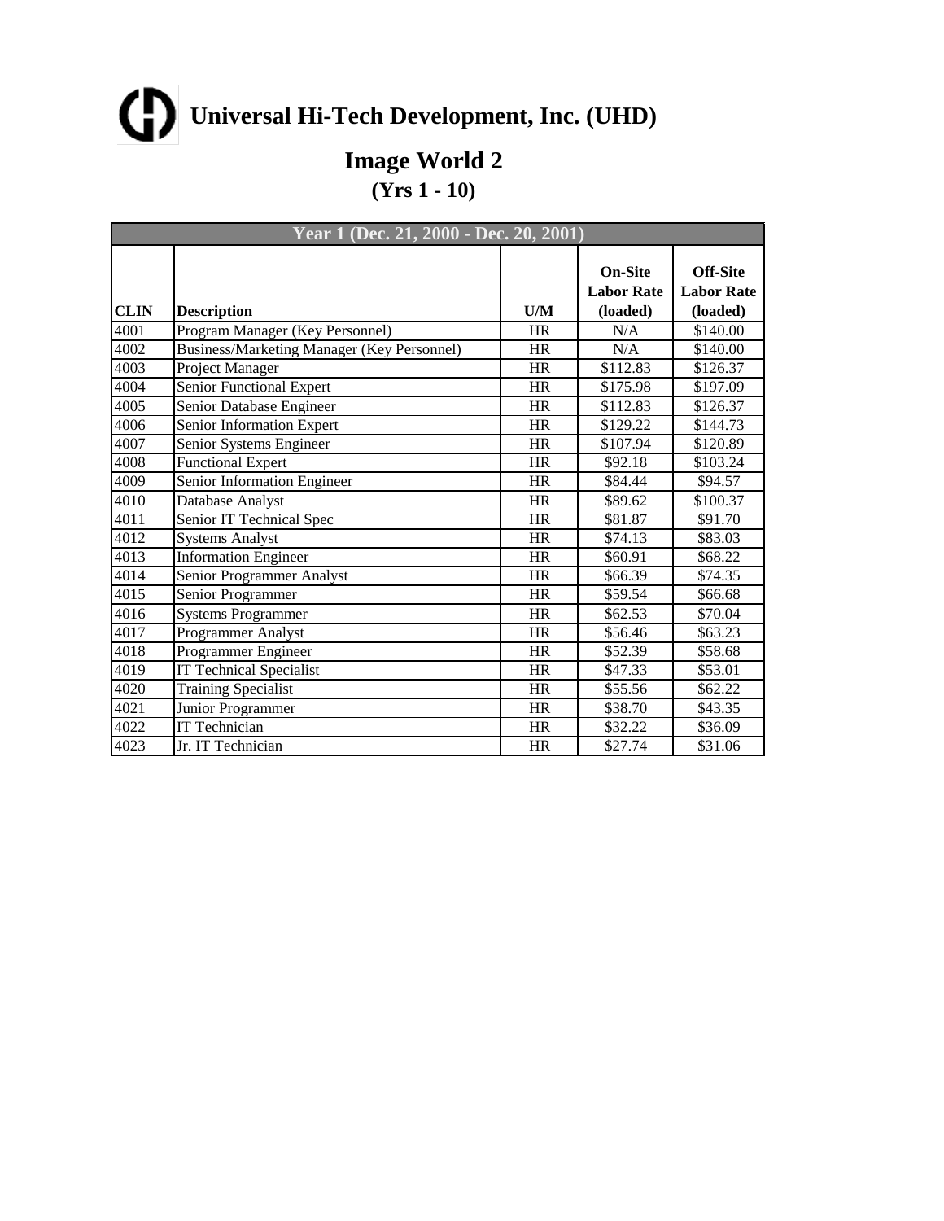# Universal Hi-Tech Development, Inc. (UHD)

## Image World 2

### (Yrs 1 - 10)

| Year 1 (Dec. 21, 2000 - Dec. 20, 2001) | | | | |
|---|---|---|---|---|
| **CLIN** | **Description** | **U/M** | **On-Site Labor Rate (loaded)** | **Off-Site Labor Rate (loaded)** |
| 4001 | Program Manager (Key Personnel) | HR | N/A | $140.00 |
| 4002 | Business/Marketing Manager (Key Personnel) | HR | N/A | $140.00 |
| 4003 | Project Manager | HR | $112.83 | $126.37 |
| 4004 | Senior Functional Expert | HR | $175.98 | $197.09 |
| 4005 | Senior Database Engineer | HR | $112.83 | $126.37 |
| 4006 | Senior Information Expert | HR | $129.22 | $144.73 |
| 4007 | Senior Systems Engineer | HR | $107.94 | $120.89 |
| 4008 | Functional Expert | HR | $92.18 | $103.24 |
| 4009 | Senior Information Engineer | HR | $84.44 | $94.57 |
| 4010 | Database Analyst | HR | $89.62 | $100.37 |
| 4011 | Senior IT Technical Spec | HR | $81.87 | $91.70 |
| 4012 | Systems Analyst | HR | $74.13 | $83.03 |
| 4013 | Information Engineer | HR | $60.91 | $68.22 |
| 4014 | Senior Programmer Analyst | HR | $66.39 | $74.35 |
| 4015 | Senior Programmer | HR | $59.54 | $66.68 |
| 4016 | Systems Programmer | HR | $62.53 | $70.04 |
| 4017 | Programmer Analyst | HR | $56.46 | $63.23 |
| 4018 | Programmer Engineer | HR | $52.39 | $58.68 |
| 4019 | IT Technical Specialist | HR | $47.33 | $53.01 |
| 4020 | Training Specialist | HR | $55.56 | $62.22 |
| 4021 | Junior Programmer | HR | $38.70 | $43.35 |
| 4022 | IT Technician | HR | $32.22 | $36.09 |
| 4023 | Jr. IT Technician | HR | $27.74 | $31.06 |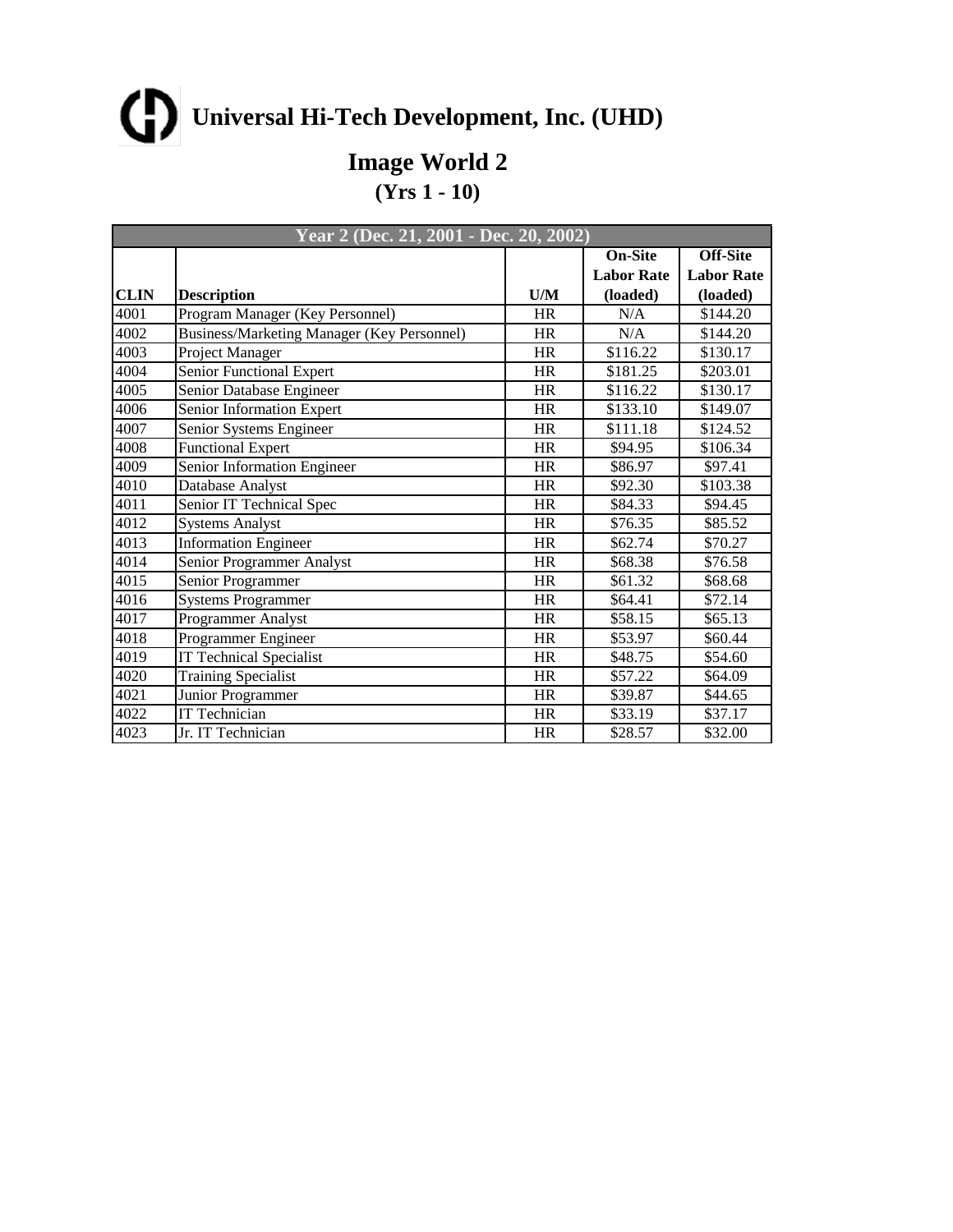# Universal Hi-Tech Development, Inc. (UHD)

## Image World 2
### (Yrs 1 - 10)

| Year 2 (Dec. 21, 2001 - Dec. 20, 2002) | | | | |
|---|---|---|---|---|
| **CLIN** | **Description** | **U/M** | **On-Site Labor Rate (loaded)** | **Off-Site Labor Rate (loaded)** |
| 4001 | Program Manager (Key Personnel) | HR | N/A | $144.20 |
| 4002 | Business/Marketing Manager (Key Personnel) | HR | N/A | $144.20 |
| 4003 | Project Manager | HR | $116.22 | $130.17 |
| 4004 | Senior Functional Expert | HR | $181.25 | $203.01 |
| 4005 | Senior Database Engineer | HR | $116.22 | $130.17 |
| 4006 | Senior Information Expert | HR | $133.10 | $149.07 |
| 4007 | Senior Systems Engineer | HR | $111.18 | $124.52 |
| 4008 | Functional Expert | HR | $94.95 | $106.34 |
| 4009 | Senior Information Engineer | HR | $86.97 | $97.41 |
| 4010 | Database Analyst | HR | $92.30 | $103.38 |
| 4011 | Senior IT Technical Spec | HR | $84.33 | $94.45 |
| 4012 | Systems Analyst | HR | $76.35 | $85.52 |
| 4013 | Information Engineer | HR | $62.74 | $70.27 |
| 4014 | Senior Programmer Analyst | HR | $68.38 | $76.58 |
| 4015 | Senior Programmer | HR | $61.32 | $68.68 |
| 4016 | Systems Programmer | HR | $64.41 | $72.14 |
| 4017 | Programmer Analyst | HR | $58.15 | $65.13 |
| 4018 | Programmer Engineer | HR | $53.97 | $60.44 |
| 4019 | IT Technical Specialist | HR | $48.75 | $54.60 |
| 4020 | Training Specialist | HR | $57.22 | $64.09 |
| 4021 | Junior Programmer | HR | $39.87 | $44.65 |
| 4022 | IT Technician | HR | $33.19 | $37.17 |
| 4023 | Jr. IT Technician | HR | $28.57 | $32.00 |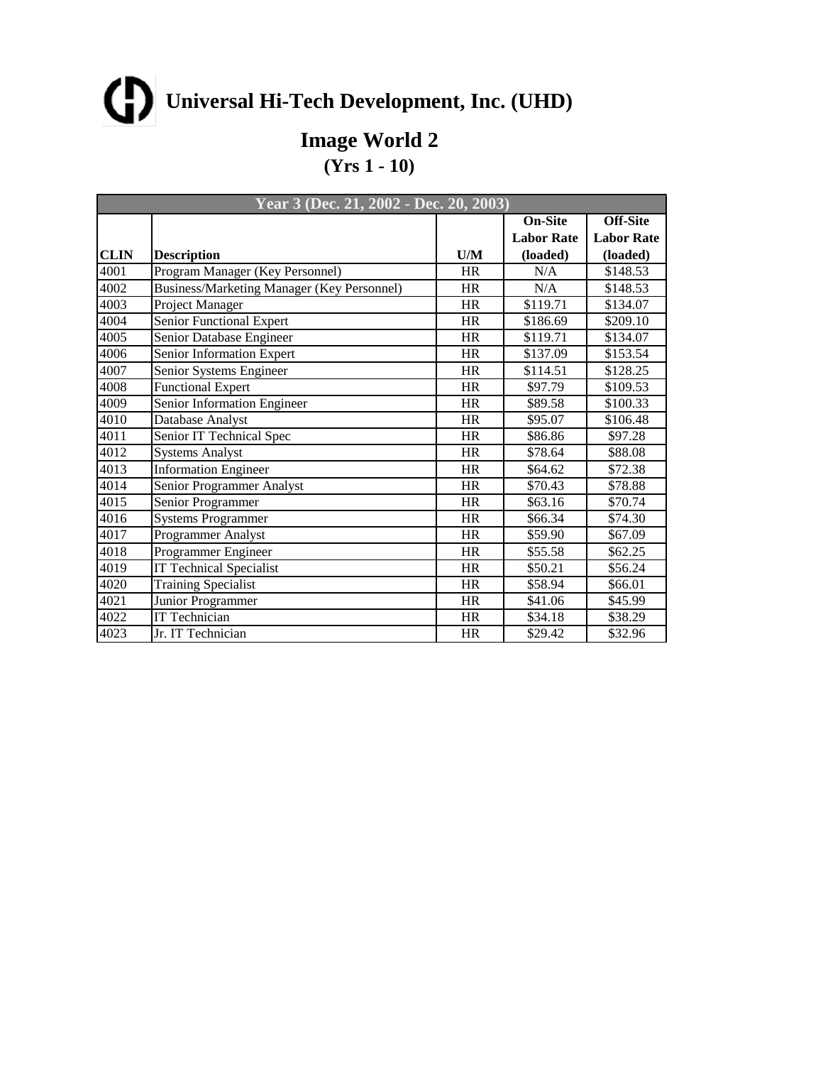# Universal Hi-Tech Development, Inc. (UHD)

## Image World 2

### (Yrs 1 - 10)

| Year 3 (Dec. 21, 2002 - Dec. 20, 2003) | | | | |
|---|---|---|---|---|
| **CLIN** | **Description** | **U/M** | **On-Site Labor Rate (loaded)** | **Off-Site Labor Rate (loaded)** |
| 4001 | Program Manager (Key Personnel) | HR | N/A | $148.53 |
| 4002 | Business/Marketing Manager (Key Personnel) | HR | N/A | $148.53 |
| 4003 | Project Manager | HR | $119.71 | $134.07 |
| 4004 | Senior Functional Expert | HR | $186.69 | $209.10 |
| 4005 | Senior Database Engineer | HR | $119.71 | $134.07 |
| 4006 | Senior Information Expert | HR | $137.09 | $153.54 |
| 4007 | Senior Systems Engineer | HR | $114.51 | $128.25 |
| 4008 | Functional Expert | HR | $97.79 | $109.53 |
| 4009 | Senior Information Engineer | HR | $89.58 | $100.33 |
| 4010 | Database Analyst | HR | $95.07 | $106.48 |
| 4011 | Senior IT Technical Spec | HR | $86.86 | $97.28 |
| 4012 | Systems Analyst | HR | $78.64 | $88.08 |
| 4013 | Information Engineer | HR | $64.62 | $72.38 |
| 4014 | Senior Programmer Analyst | HR | $70.43 | $78.88 |
| 4015 | Senior Programmer | HR | $63.16 | $70.74 |
| 4016 | Systems Programmer | HR | $66.34 | $74.30 |
| 4017 | Programmer Analyst | HR | $59.90 | $67.09 |
| 4018 | Programmer Engineer | HR | $55.58 | $62.25 |
| 4019 | IT Technical Specialist | HR | $50.21 | $56.24 |
| 4020 | Training Specialist | HR | $58.94 | $66.01 |
| 4021 | Junior Programmer | HR | $41.06 | $45.99 |
| 4022 | IT Technician | HR | $34.18 | $38.29 |
| 4023 | Jr. IT Technician | HR | $29.42 | $32.96 |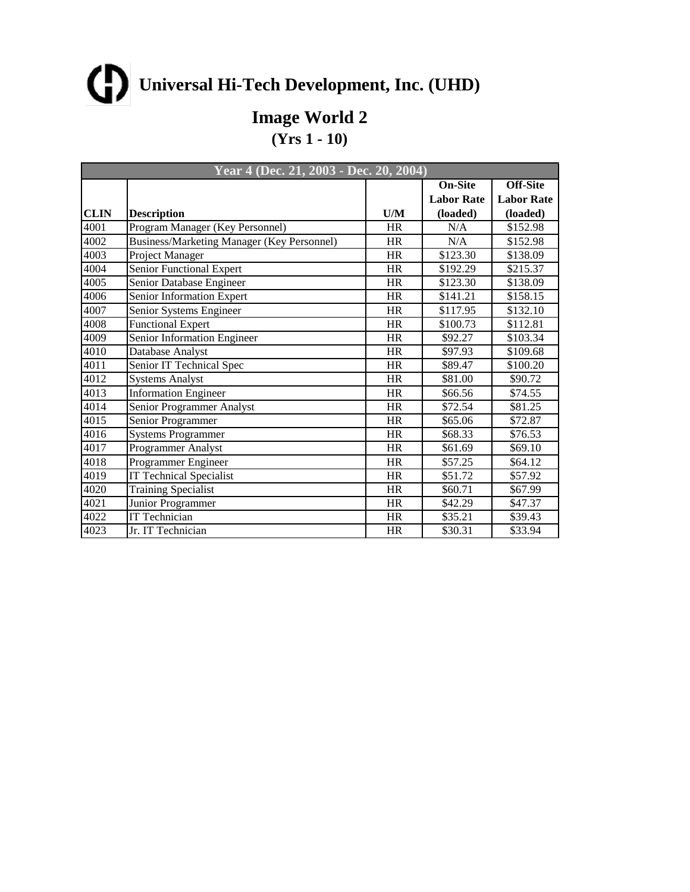# Universal Hi-Tech Development, Inc. (UHD)

## Image World 2

### (Yrs 1 - 10)

| Year 4 (Dec. 21, 2003 - Dec. 20, 2004) | | | | |
|---|---|---|---|---|
| **CLIN** | **Description** | **U/M** | **On-Site Labor Rate (loaded)** | **Off-Site Labor Rate (loaded)** |
| 4001 | Program Manager (Key Personnel) | HR | N/A | $152.98 |
| 4002 | Business/Marketing Manager (Key Personnel) | HR | N/A | $152.98 |
| 4003 | Project Manager | HR | $123.30 | $138.09 |
| 4004 | Senior Functional Expert | HR | $192.29 | $215.37 |
| 4005 | Senior Database Engineer | HR | $123.30 | $138.09 |
| 4006 | Senior Information Expert | HR | $141.21 | $158.15 |
| 4007 | Senior Systems Engineer | HR | $117.95 | $132.10 |
| 4008 | Functional Expert | HR | $100.73 | $112.81 |
| 4009 | Senior Information Engineer | HR | $92.27 | $103.34 |
| 4010 | Database Analyst | HR | $97.93 | $109.68 |
| 4011 | Senior IT Technical Spec | HR | $89.47 | $100.20 |
| 4012 | Systems Analyst | HR | $81.00 | $90.72 |
| 4013 | Information Engineer | HR | $66.56 | $74.55 |
| 4014 | Senior Programmer Analyst | HR | $72.54 | $81.25 |
| 4015 | Senior Programmer | HR | $65.06 | $72.87 |
| 4016 | Systems Programmer | HR | $68.33 | $76.53 |
| 4017 | Programmer Analyst | HR | $61.69 | $69.10 |
| 4018 | Programmer Engineer | HR | $57.25 | $64.12 |
| 4019 | IT Technical Specialist | HR | $51.72 | $57.92 |
| 4020 | Training Specialist | HR | $60.71 | $67.99 |
| 4021 | Junior Programmer | HR | $42.29 | $47.37 |
| 4022 | IT Technician | HR | $35.21 | $39.43 |
| 4023 | Jr. IT Technician | HR | $30.31 | $33.94 |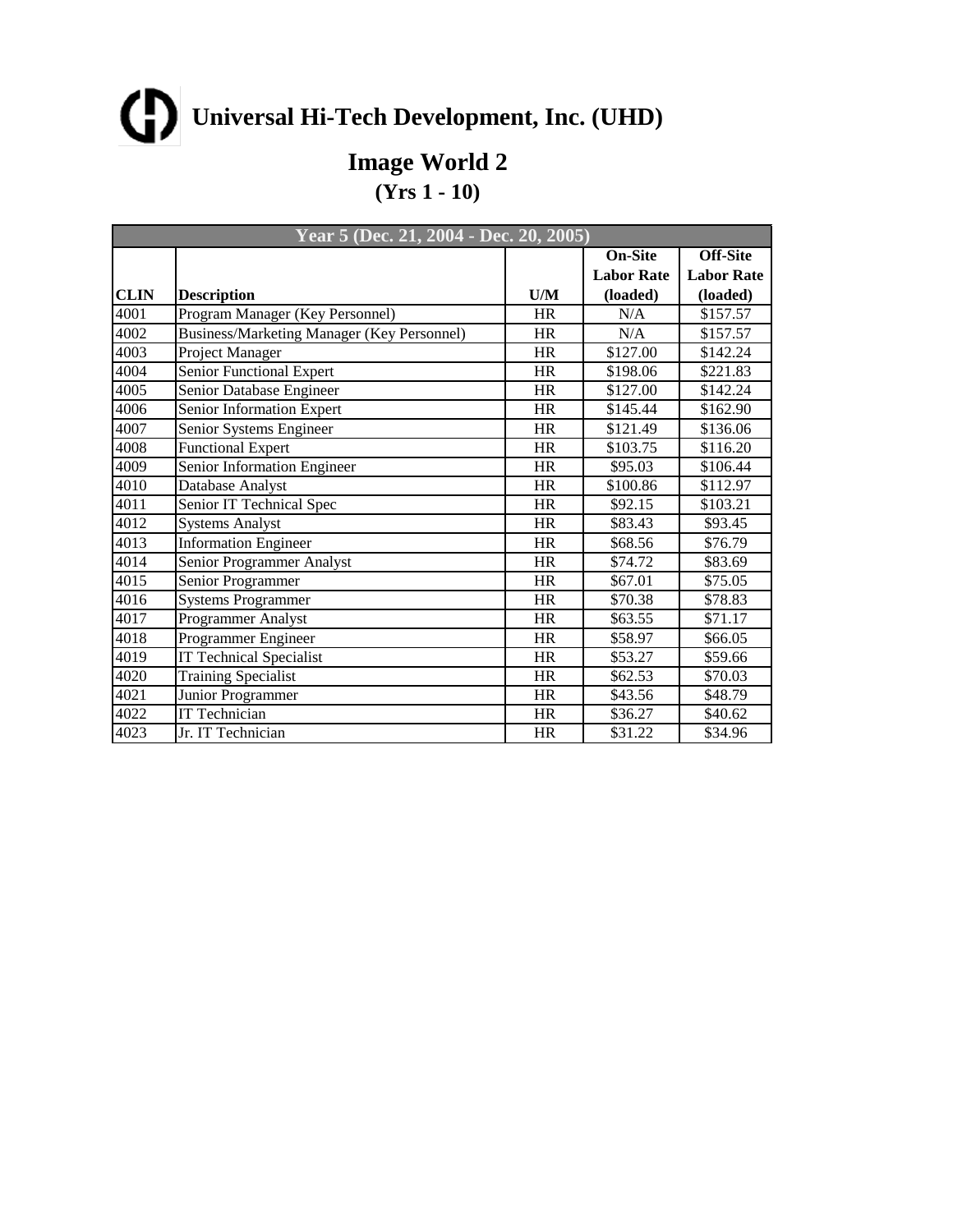# Universal Hi-Tech Development, Inc. (UHD)

## Image World 2
### (Yrs 1 - 10)

| Year 5 (Dec. 21, 2004 - Dec. 20, 2005) | | | | |
|---|---|---|---|---|
| **CLIN** | **Description** | **U/M** | **On-Site Labor Rate (loaded)** | **Off-Site Labor Rate (loaded)** |
| 4001 | Program Manager (Key Personnel) | HR | N/A | $157.57 |
| 4002 | Business/Marketing Manager (Key Personnel) | HR | N/A | $157.57 |
| 4003 | Project Manager | HR | $127.00 | $142.24 |
| 4004 | Senior Functional Expert | HR | $198.06 | $221.83 |
| 4005 | Senior Database Engineer | HR | $127.00 | $142.24 |
| 4006 | Senior Information Expert | HR | $145.44 | $162.90 |
| 4007 | Senior Systems Engineer | HR | $121.49 | $136.06 |
| 4008 | Functional Expert | HR | $103.75 | $116.20 |
| 4009 | Senior Information Engineer | HR | $95.03 | $106.44 |
| 4010 | Database Analyst | HR | $100.86 | $112.97 |
| 4011 | Senior IT Technical Spec | HR | $92.15 | $103.21 |
| 4012 | Systems Analyst | HR | $83.43 | $93.45 |
| 4013 | Information Engineer | HR | $68.56 | $76.79 |
| 4014 | Senior Programmer Analyst | HR | $74.72 | $83.69 |
| 4015 | Senior Programmer | HR | $67.01 | $75.05 |
| 4016 | Systems Programmer | HR | $70.38 | $78.83 |
| 4017 | Programmer Analyst | HR | $63.55 | $71.17 |
| 4018 | Programmer Engineer | HR | $58.97 | $66.05 |
| 4019 | IT Technical Specialist | HR | $53.27 | $59.66 |
| 4020 | Training Specialist | HR | $62.53 | $70.03 |
| 4021 | Junior Programmer | HR | $43.56 | $48.79 |
| 4022 | IT Technician | HR | $36.27 | $40.62 |
| 4023 | Jr. IT Technician | HR | $31.22 | $34.96 |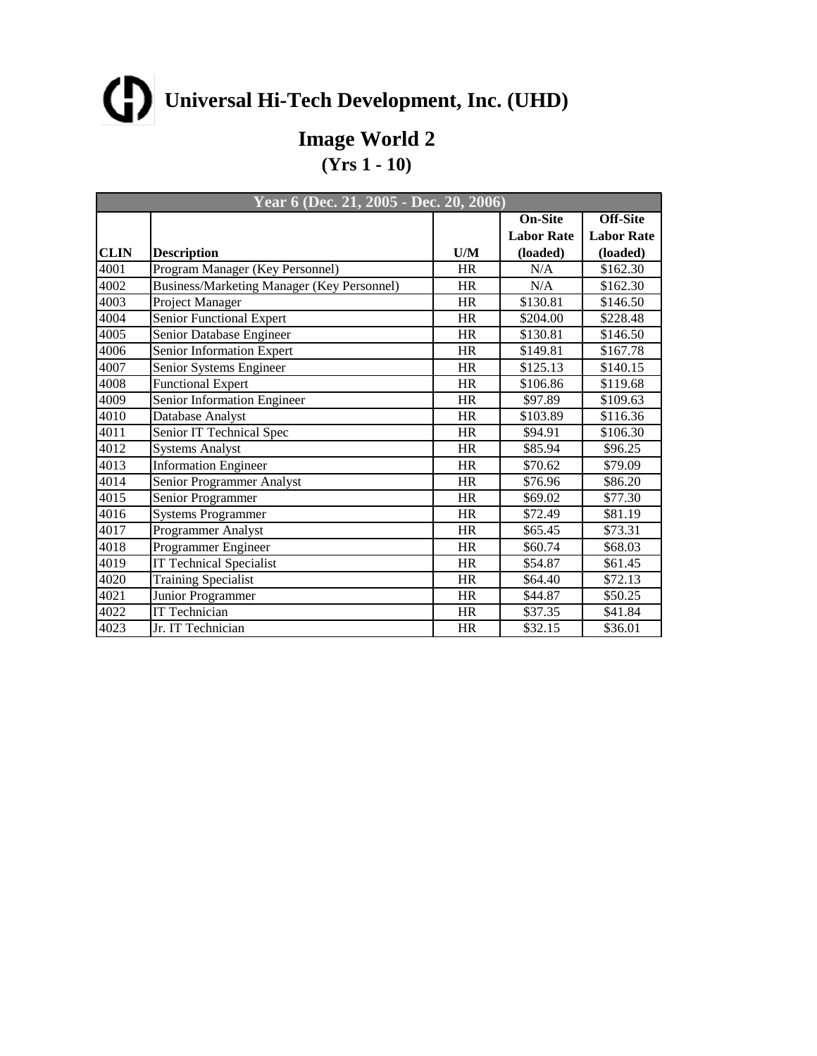# Universal Hi-Tech Development, Inc. (UHD)

## Image World 2

### (Yrs 1 - 10)

| Year 6 (Dec. 21, 2005 - Dec. 20, 2006) | | | | |
|---|---|---|---|---|
| **CLIN** | **Description** | **U/M** | **On-Site Labor Rate (loaded)** | **Off-Site Labor Rate (loaded)** |
| 4001 | Program Manager (Key Personnel) | HR | N/A | $162.30 |
| 4002 | Business/Marketing Manager (Key Personnel) | HR | N/A | $162.30 |
| 4003 | Project Manager | HR | $130.81 | $146.50 |
| 4004 | Senior Functional Expert | HR | $204.00 | $228.48 |
| 4005 | Senior Database Engineer | HR | $130.81 | $146.50 |
| 4006 | Senior Information Expert | HR | $149.81 | $167.78 |
| 4007 | Senior Systems Engineer | HR | $125.13 | $140.15 |
| 4008 | Functional Expert | HR | $106.86 | $119.68 |
| 4009 | Senior Information Engineer | HR | $97.89 | $109.63 |
| 4010 | Database Analyst | HR | $103.89 | $116.36 |
| 4011 | Senior IT Technical Spec | HR | $94.91 | $106.30 |
| 4012 | Systems Analyst | HR | $85.94 | $96.25 |
| 4013 | Information Engineer | HR | $70.62 | $79.09 |
| 4014 | Senior Programmer Analyst | HR | $76.96 | $86.20 |
| 4015 | Senior Programmer | HR | $69.02 | $77.30 |
| 4016 | Systems Programmer | HR | $72.49 | $81.19 |
| 4017 | Programmer Analyst | HR | $65.45 | $73.31 |
| 4018 | Programmer Engineer | HR | $60.74 | $68.03 |
| 4019 | IT Technical Specialist | HR | $54.87 | $61.45 |
| 4020 | Training Specialist | HR | $64.40 | $72.13 |
| 4021 | Junior Programmer | HR | $44.87 | $50.25 |
| 4022 | IT Technician | HR | $37.35 | $41.84 |
| 4023 | Jr. IT Technician | HR | $32.15 | $36.01 |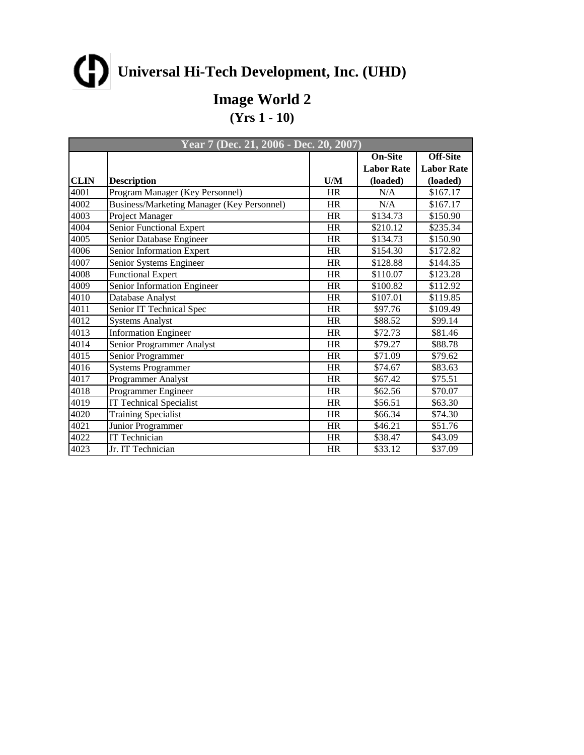# Universal Hi-Tech Development, Inc. (UHD)

## Image World 2

### (Yrs 1 - 10)

| Year 7 (Dec. 21, 2006 - Dec. 20, 2007) | | | | |
|---|---|---|---|---|
| **CLIN** | **Description** | **U/M** | **On-Site Labor Rate (loaded)** | **Off-Site Labor Rate (loaded)** |
| 4001 | Program Manager (Key Personnel) | HR | N/A | $167.17 |
| 4002 | Business/Marketing Manager (Key Personnel) | HR | N/A | $167.17 |
| 4003 | Project Manager | HR | $134.73 | $150.90 |
| 4004 | Senior Functional Expert | HR | $210.12 | $235.34 |
| 4005 | Senior Database Engineer | HR | $134.73 | $150.90 |
| 4006 | Senior Information Expert | HR | $154.30 | $172.82 |
| 4007 | Senior Systems Engineer | HR | $128.88 | $144.35 |
| 4008 | Functional Expert | HR | $110.07 | $123.28 |
| 4009 | Senior Information Engineer | HR | $100.82 | $112.92 |
| 4010 | Database Analyst | HR | $107.01 | $119.85 |
| 4011 | Senior IT Technical Spec | HR | $97.76 | $109.49 |
| 4012 | Systems Analyst | HR | $88.52 | $99.14 |
| 4013 | Information Engineer | HR | $72.73 | $81.46 |
| 4014 | Senior Programmer Analyst | HR | $79.27 | $88.78 |
| 4015 | Senior Programmer | HR | $71.09 | $79.62 |
| 4016 | Systems Programmer | HR | $74.67 | $83.63 |
| 4017 | Programmer Analyst | HR | $67.42 | $75.51 |
| 4018 | Programmer Engineer | HR | $62.56 | $70.07 |
| 4019 | IT Technical Specialist | HR | $56.51 | $63.30 |
| 4020 | Training Specialist | HR | $66.34 | $74.30 |
| 4021 | Junior Programmer | HR | $46.21 | $51.76 |
| 4022 | IT Technician | HR | $38.47 | $43.09 |
| 4023 | Jr. IT Technician | HR | $33.12 | $37.09 |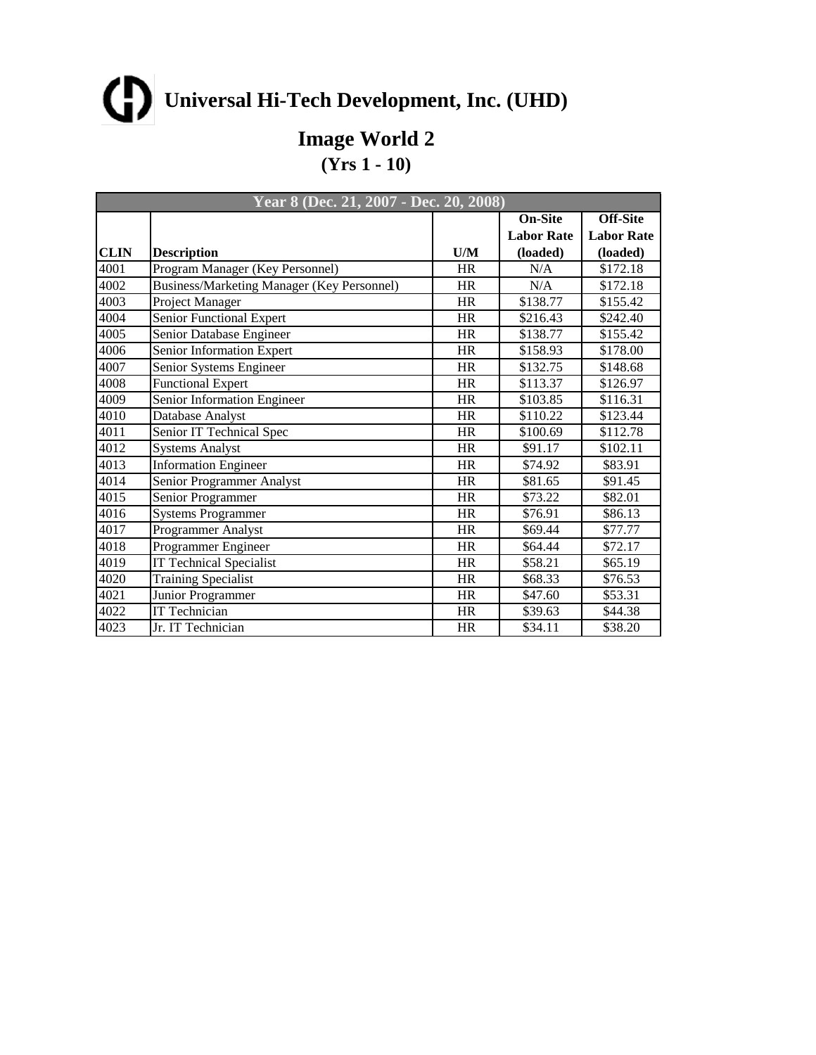# Universal Hi-Tech Development, Inc. (UHD)

## Image World 2

### (Yrs 1 - 10)

| Year 8 (Dec. 21, 2007 - Dec. 20, 2008) | | | | |
|---|---|---|---|---|
| **CLIN** | **Description** | **U/M** | **On-Site Labor Rate (loaded)** | **Off-Site Labor Rate (loaded)** |
| 4001 | Program Manager (Key Personnel) | HR | N/A | $172.18 |
| 4002 | Business/Marketing Manager (Key Personnel) | HR | N/A | $172.18 |
| 4003 | Project Manager | HR | $138.77 | $155.42 |
| 4004 | Senior Functional Expert | HR | $216.43 | $242.40 |
| 4005 | Senior Database Engineer | HR | $138.77 | $155.42 |
| 4006 | Senior Information Expert | HR | $158.93 | $178.00 |
| 4007 | Senior Systems Engineer | HR | $132.75 | $148.68 |
| 4008 | Functional Expert | HR | $113.37 | $126.97 |
| 4009 | Senior Information Engineer | HR | $103.85 | $116.31 |
| 4010 | Database Analyst | HR | $110.22 | $123.44 |
| 4011 | Senior IT Technical Spec | HR | $100.69 | $112.78 |
| 4012 | Systems Analyst | HR | $91.17 | $102.11 |
| 4013 | Information Engineer | HR | $74.92 | $83.91 |
| 4014 | Senior Programmer Analyst | HR | $81.65 | $91.45 |
| 4015 | Senior Programmer | HR | $73.22 | $82.01 |
| 4016 | Systems Programmer | HR | $76.91 | $86.13 |
| 4017 | Programmer Analyst | HR | $69.44 | $77.77 |
| 4018 | Programmer Engineer | HR | $64.44 | $72.17 |
| 4019 | IT Technical Specialist | HR | $58.21 | $65.19 |
| 4020 | Training Specialist | HR | $68.33 | $76.53 |
| 4021 | Junior Programmer | HR | $47.60 | $53.31 |
| 4022 | IT Technician | HR | $39.63 | $44.38 |
| 4023 | Jr. IT Technician | HR | $34.11 | $38.20 |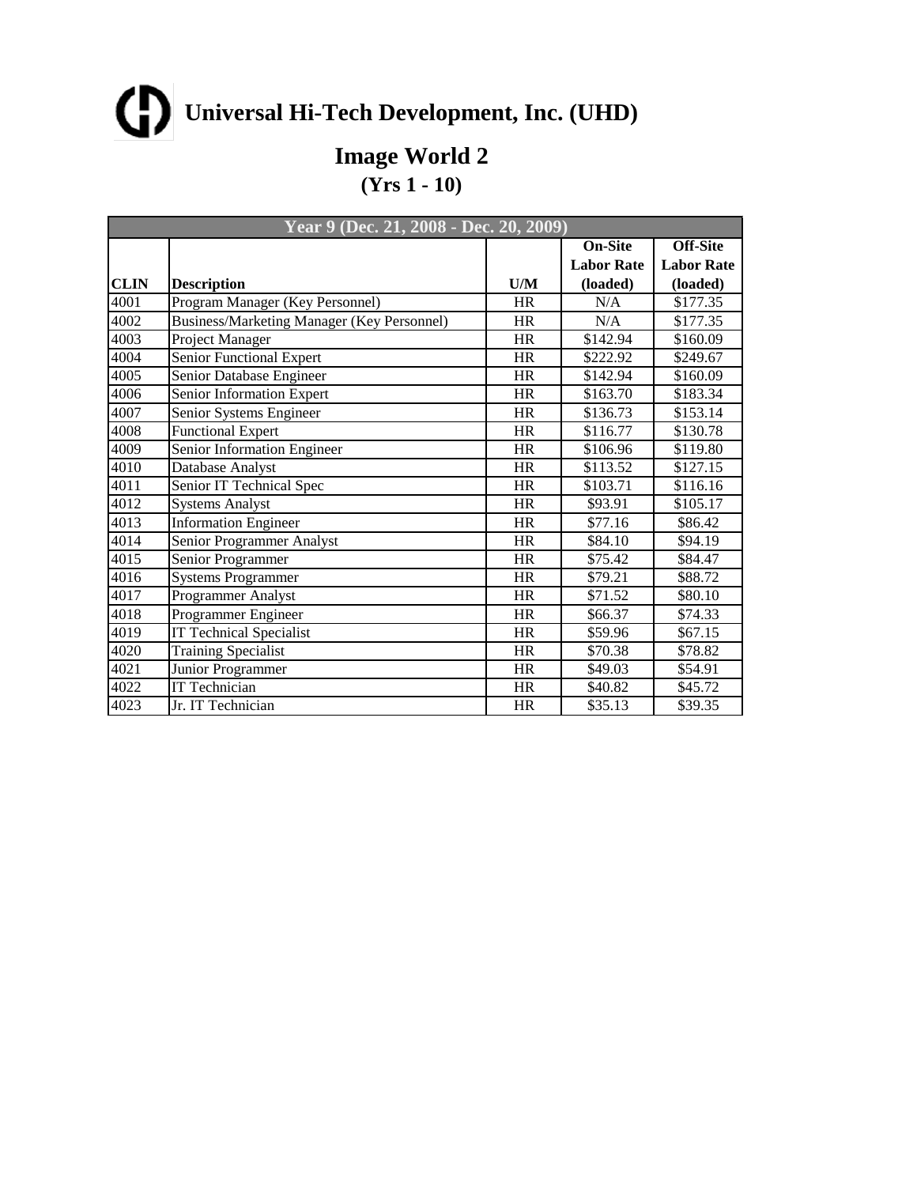# Universal Hi-Tech Development, Inc. (UHD)

## Image World 2

### (Yrs 1 - 10)

| Year 9 (Dec. 21, 2008 - Dec. 20, 2009) | | | | |
|---|---|---|---|---|
| CLIN | Description | U/M | On-Site Labor Rate (loaded) | Off-Site Labor Rate (loaded) |
| 4001 | Program Manager (Key Personnel) | HR | N/A | $177.35 |
| 4002 | Business/Marketing Manager (Key Personnel) | HR | N/A | $177.35 |
| 4003 | Project Manager | HR | $142.94 | $160.09 |
| 4004 | Senior Functional Expert | HR | $222.92 | $249.67 |
| 4005 | Senior Database Engineer | HR | $142.94 | $160.09 |
| 4006 | Senior Information Expert | HR | $163.70 | $183.34 |
| 4007 | Senior Systems Engineer | HR | $136.73 | $153.14 |
| 4008 | Functional Expert | HR | $116.77 | $130.78 |
| 4009 | Senior Information Engineer | HR | $106.96 | $119.80 |
| 4010 | Database Analyst | HR | $113.52 | $127.15 |
| 4011 | Senior IT Technical Spec | HR | $103.71 | $116.16 |
| 4012 | Systems Analyst | HR | $93.91 | $105.17 |
| 4013 | Information Engineer | HR | $77.16 | $86.42 |
| 4014 | Senior Programmer Analyst | HR | $84.10 | $94.19 |
| 4015 | Senior Programmer | HR | $75.42 | $84.47 |
| 4016 | Systems Programmer | HR | $79.21 | $88.72 |
| 4017 | Programmer Analyst | HR | $71.52 | $80.10 |
| 4018 | Programmer Engineer | HR | $66.37 | $74.33 |
| 4019 | IT Technical Specialist | HR | $59.96 | $67.15 |
| 4020 | Training Specialist | HR | $70.38 | $78.82 |
| 4021 | Junior Programmer | HR | $49.03 | $54.91 |
| 4022 | IT Technician | HR | $40.82 | $45.72 |
| 4023 | Jr. IT Technician | HR | $35.13 | $39.35 |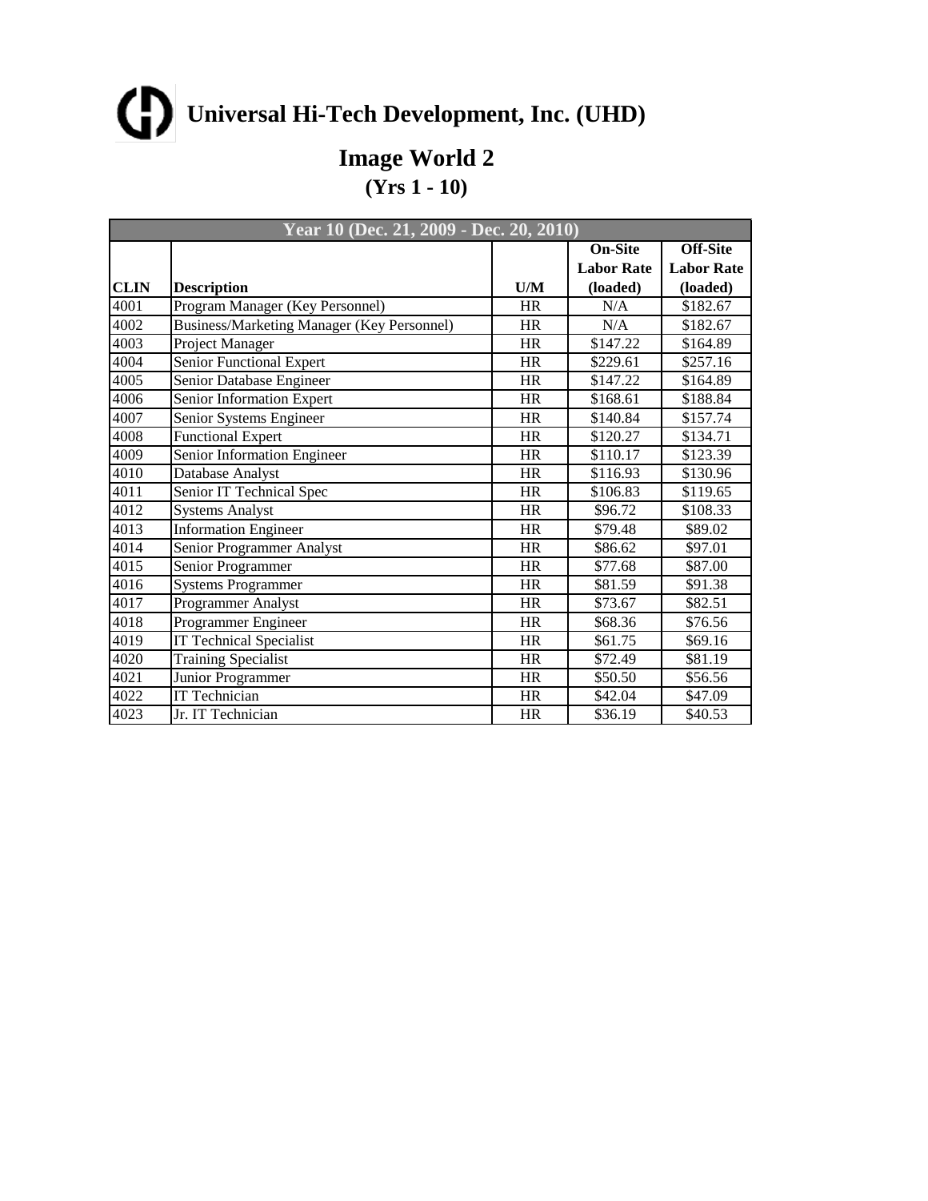# Universal Hi-Tech Development, Inc. (UHD)

## Image World 2

### (Yrs 1 - 10)

| Year 10 (Dec. 21, 2009 - Dec. 20, 2010) | | | | |
|---|---|---|---|---|
| CLIN | Description | U/M | On-Site Labor Rate (loaded) | Off-Site Labor Rate (loaded) |
| 4001 | Program Manager (Key Personnel) | HR | N/A | $182.67 |
| 4002 | Business/Marketing Manager (Key Personnel) | HR | N/A | $182.67 |
| 4003 | Project Manager | HR | $147.22 | $164.89 |
| 4004 | Senior Functional Expert | HR | $229.61 | $257.16 |
| 4005 | Senior Database Engineer | HR | $147.22 | $164.89 |
| 4006 | Senior Information Expert | HR | $168.61 | $188.84 |
| 4007 | Senior Systems Engineer | HR | $140.84 | $157.74 |
| 4008 | Functional Expert | HR | $120.27 | $134.71 |
| 4009 | Senior Information Engineer | HR | $110.17 | $123.39 |
| 4010 | Database Analyst | HR | $116.93 | $130.96 |
| 4011 | Senior IT Technical Spec | HR | $106.83 | $119.65 |
| 4012 | Systems Analyst | HR | $96.72 | $108.33 |
| 4013 | Information Engineer | HR | $79.48 | $89.02 |
| 4014 | Senior Programmer Analyst | HR | $86.62 | $97.01 |
| 4015 | Senior Programmer | HR | $77.68 | $87.00 |
| 4016 | Systems Programmer | HR | $81.59 | $91.38 |
| 4017 | Programmer Analyst | HR | $73.67 | $82.51 |
| 4018 | Programmer Engineer | HR | $68.36 | $76.56 |
| 4019 | IT Technical Specialist | HR | $61.75 | $69.16 |
| 4020 | Training Specialist | HR | $72.49 | $81.19 |
| 4021 | Junior Programmer | HR | $50.50 | $56.56 |
| 4022 | IT Technician | HR | $42.04 | $47.09 |
| 4023 | Jr. IT Technician | HR | $36.19 | $40.53 |